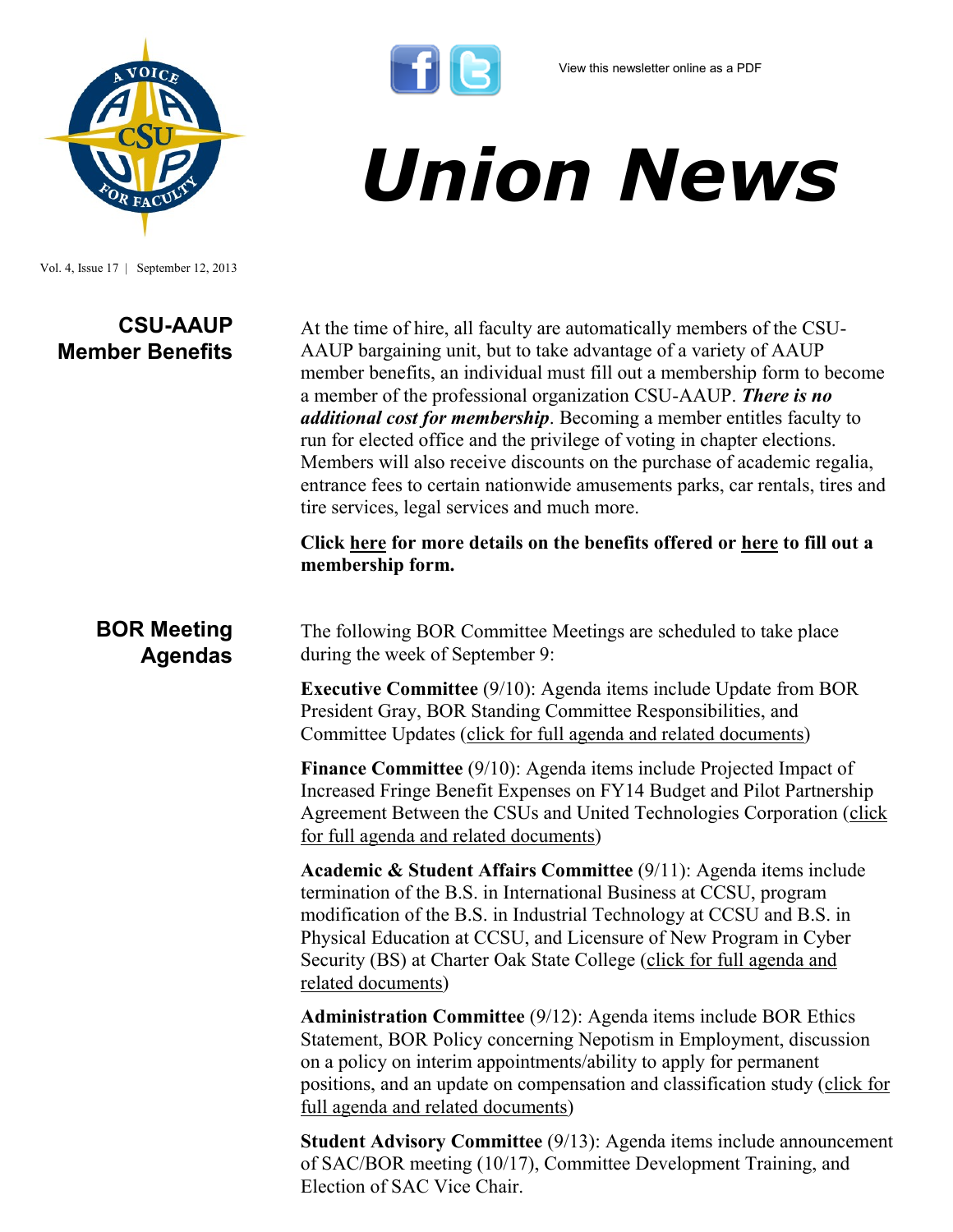View this newsletter online as a PDF

# Union News

Vol. 4, Issue 17 | September 12, 2013

## CSU-AAUP Member Benefits

At the time of hire, all faculty are automatically members of the CSU-AAUP bargaining unit, but to take advantage of a variety of AAUP member benefits, an individual must fill out a membership form to become a member of the professional organization CSU-AAUP. ***There is no additional cost for membership***. Becoming a member entitles faculty to run for elected office and the privilege of voting in chapter elections. Members will also receive discounts on the purchase of academic regalia, entrance fees to certain nationwide amusements parks, car rentals, tires and tire services, legal services and much more.

**Click here for more details on the benefits offered or here to fill out a membership form.**

## BOR Meeting Agendas

The following BOR Committee Meetings are scheduled to take place during the week of September 9:

**Executive Committee** (9/10): Agenda items include Update from BOR President Gray, BOR Standing Committee Responsibilities, and Committee Updates (click for full agenda and related documents)

**Finance Committee** (9/10): Agenda items include Projected Impact of Increased Fringe Benefit Expenses on FY14 Budget and Pilot Partnership Agreement Between the CSUs and United Technologies Corporation (click for full agenda and related documents)

**Academic & Student Affairs Committee** (9/11): Agenda items include termination of the B.S. in International Business at CCSU, program modification of the B.S. in Industrial Technology at CCSU and B.S. in Physical Education at CCSU, and Licensure of New Program in Cyber Security (BS) at Charter Oak State College (click for full agenda and related documents)

**Administration Committee** (9/12): Agenda items include BOR Ethics Statement, BOR Policy concerning Nepotism in Employment, discussion on a policy on interim appointments/ability to apply for permanent positions, and an update on compensation and classification study (click for full agenda and related documents)

**Student Advisory Committee** (9/13): Agenda items include announcement of SAC/BOR meeting (10/17), Committee Development Training, and Election of SAC Vice Chair.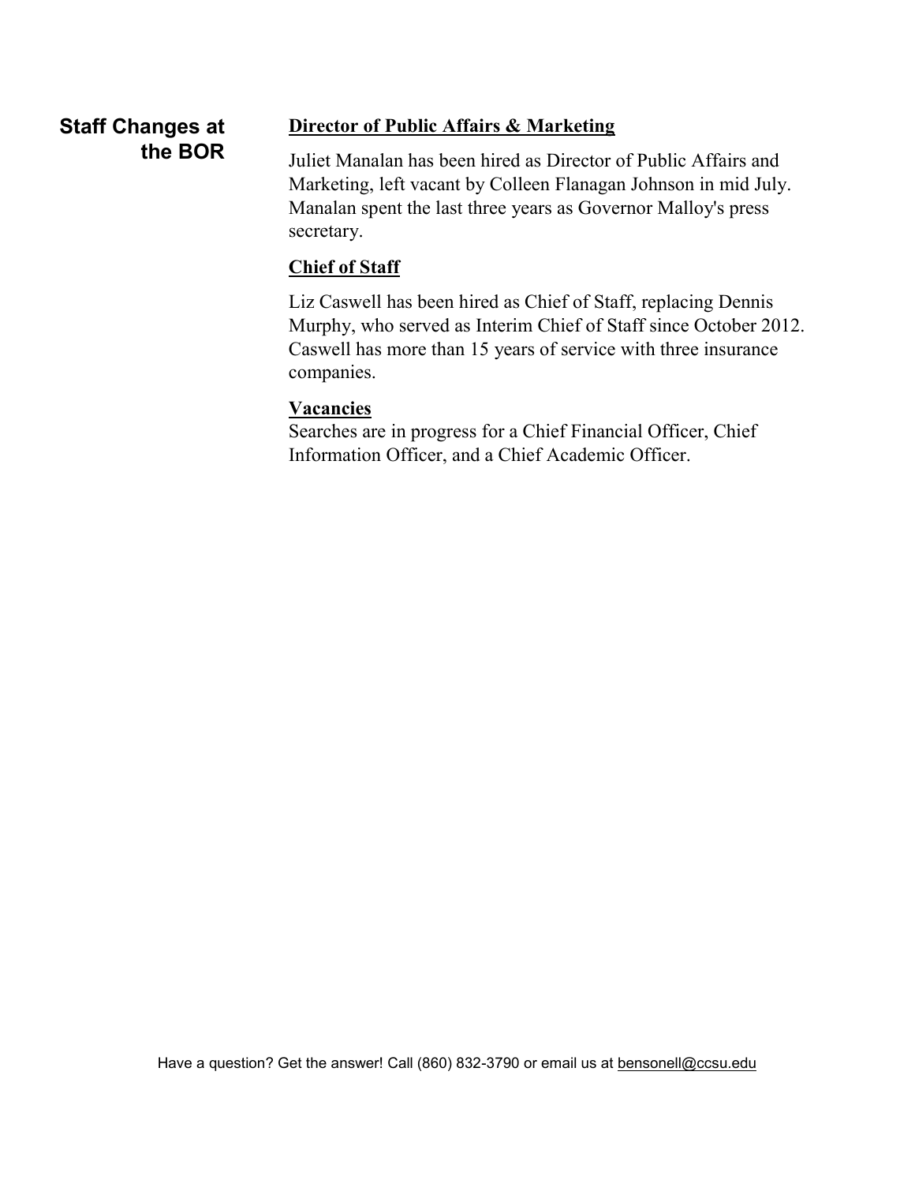## Staff Changes at the BOR

**Director of Public Affairs & Marketing**

Juliet Manalan has been hired as Director of Public Affairs and Marketing, left vacant by Colleen Flanagan Johnson in mid July. Manalan spent the last three years as Governor Malloy's press secretary.

**Chief of Staff**

Liz Caswell has been hired as Chief of Staff, replacing Dennis Murphy, who served as Interim Chief of Staff since October 2012. Caswell has more than 15 years of service with three insurance companies.

**Vacancies**

Searches are in progress for a Chief Financial Officer, Chief Information Officer, and a Chief Academic Officer.

Have a question? Get the answer! Call (860) 832-3790 or email us at bensonell@ccsu.edu